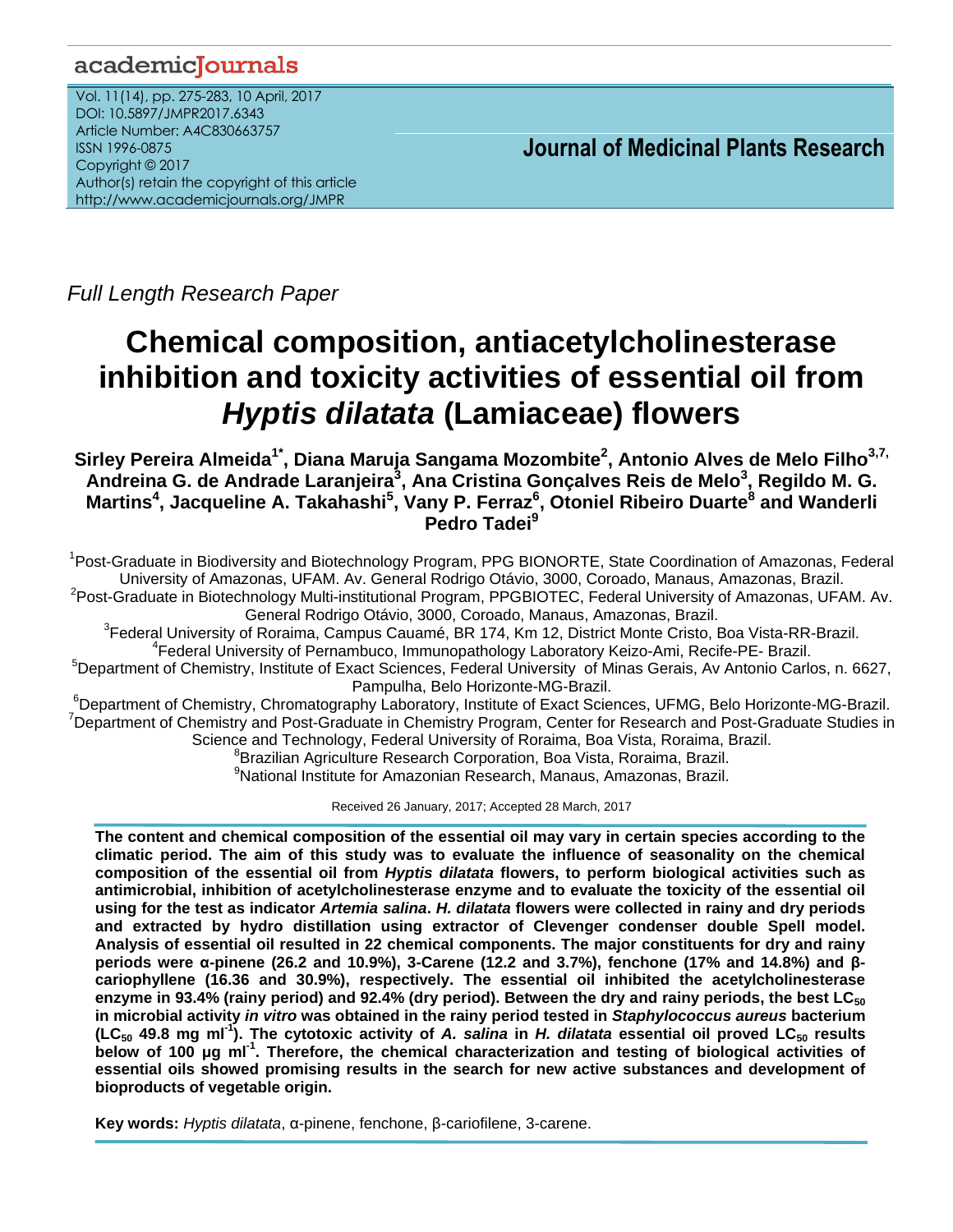Full Length Research Paper

# Chemical composition, antiacetylcholinesterase inhibition and toxicity activities of essential oil from *Hyptis dilatata* (Lamiaceae) flowers

**Sirley Pereira Almeida[1*], Diana Maruja Sangama Mozombite[2], Antonio Alves de Melo Filho[3,7], Andreina G. de Andrade Laranjeira[3], Ana Cristina Gonçalves Reis de Melo[3], Regildo M. G. Martins[4], Jacqueline A. Takahashi[5], Vany P. Ferraz[6], Otoniel Ribeiro Duarte[8] and Wanderli Pedro Tadei[9]**

[1]Post-Graduate in Biodiversity and Biotechnology Program, PPG BIONORTE, State Coordination of Amazonas, Federal University of Amazonas, UFAM. Av. General Rodrigo Otávio, 3000, Coroado, Manaus, Amazonas, Brazil.
[2]Post-Graduate in Biotechnology Multi-institutional Program, PPGBIOTEC, Federal University of Amazonas, UFAM. Av. General Rodrigo Otávio, 3000, Coroado, Manaus, Amazonas, Brazil.
[3]Federal University of Roraima, Campus Cauamé, BR 174, Km 12, District Monte Cristo, Boa Vista-RR-Brazil.
[4]Federal University of Pernambuco, Immunopathology Laboratory Keizo-Ami, Recife-PE- Brazil.
[5]Department of Chemistry, Institute of Exact Sciences, Federal University of Minas Gerais, Av Antonio Carlos, n. 6627, Pampulha, Belo Horizonte-MG-Brazil.
[6]Department of Chemistry, Chromatography Laboratory, Institute of Exact Sciences, UFMG, Belo Horizonte-MG-Brazil.
[7]Department of Chemistry and Post-Graduate in Chemistry Program, Center for Research and Post-Graduate Studies in Science and Technology, Federal University of Roraima, Boa Vista, Roraima, Brazil.
[8]Brazilian Agriculture Research Corporation, Boa Vista, Roraima, Brazil.
[9]National Institute for Amazonian Research, Manaus, Amazonas, Brazil.

Received 26 January, 2017; Accepted 28 March, 2017

**The content and chemical composition of the essential oil may vary in certain species according to the climatic period. The aim of this study was to evaluate the influence of seasonality on the chemical composition of the essential oil from *Hyptis dilatata* flowers, to perform biological activities such as antimicrobial, inhibition of acetylcholinesterase enzyme and to evaluate the toxicity of the essential oil using for the test as indicator *Artemia salina*. *H. dilatata* flowers were collected in rainy and dry periods and extracted by hydro distillation using extractor of Clevenger condenser double Spell model. Analysis of essential oil resulted in 22 chemical components. The major constituents for dry and rainy periods were α-pinene (26.2 and 10.9%), 3-Carene (12.2 and 3.7%), fenchone (17% and 14.8%) and β-cariophyllene (16.36 and 30.9%), respectively. The essential oil inhibited the acetylcholinesterase enzyme in 93.4% (rainy period) and 92.4% (dry period). Between the dry and rainy periods, the best $LC_{50}$ in microbial activity *in vitro* was obtained in the rainy period tested in *Staphylococcus aureus* bacterium ($LC_{50}$ 49.8 mg $ml^{-1}$). The cytotoxic activity of *A. salina* in *H. dilatata* essential oil proved $LC_{50}$ results below of 100 µg $ml^{-1}$. Therefore, the chemical characterization and testing of biological activities of essential oils showed promising results in the search for new active substances and development of bioproducts of vegetable origin.**

**Key words:** *Hyptis dilatata*, α-pinene, fenchone, β-cariofilene, 3-carene.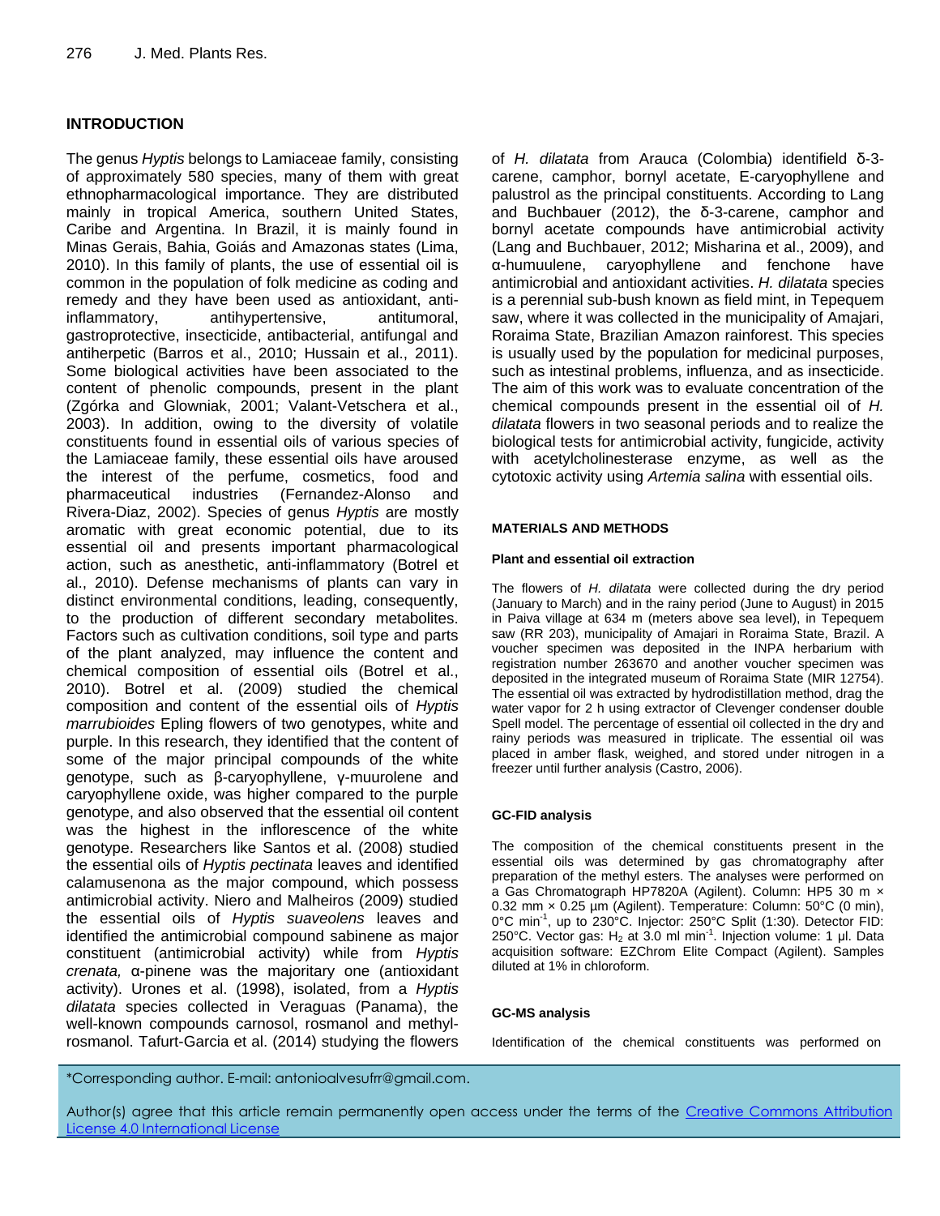## INTRODUCTION

The genus *Hyptis* belongs to Lamiaceae family, consisting of approximately 580 species, many of them with great ethnopharmacological importance. They are distributed mainly in tropical America, southern United States, Caribe and Argentina. In Brazil, it is mainly found in Minas Gerais, Bahia, Goiás and Amazonas states (Lima, 2010). In this family of plants, the use of essential oil is common in the population of folk medicine as coding and remedy and they have been used as antioxidant, anti-inflammatory, antihypertensive, antitumoral, gastroprotective, insecticide, antibacterial, antifungal and antiherpetic (Barros et al., 2010; Hussain et al., 2011). Some biological activities have been associated to the content of phenolic compounds, present in the plant (Zgórka and Glowniak, 2001; Valant-Vetschera et al., 2003). In addition, owing to the diversity of volatile constituents found in essential oils of various species of the Lamiaceae family, these essential oils have aroused the interest of the perfume, cosmetics, food and pharmaceutical industries (Fernandez-Alonso and Rivera-Diaz, 2002). Species of genus *Hyptis* are mostly aromatic with great economic potential, due to its essential oil and presents important pharmacological action, such as anesthetic, anti-inflammatory (Botrel et al., 2010). Defense mechanisms of plants can vary in distinct environmental conditions, leading, consequently, to the production of different secondary metabolites. Factors such as cultivation conditions, soil type and parts of the plant analyzed, may influence the content and chemical composition of essential oils (Botrel et al., 2010). Botrel et al. (2009) studied the chemical composition and content of the essential oils of *Hyptis marrubioides* Epling flowers of two genotypes, white and purple. In this research, they identified that the content of some of the major principal compounds of the white genotype, such as β-caryophyllene, γ-muurolene and caryophyllene oxide, was higher compared to the purple genotype, and also observed that the essential oil content was the highest in the inflorescence of the white genotype. Researchers like Santos et al. (2008) studied the essential oils of *Hyptis pectinata* leaves and identified calamusenona as the major compound, which possess antimicrobial activity. Niero and Malheiros (2009) studied the essential oils of *Hyptis suaveolens* leaves and identified the antimicrobial compound sabinene as major constituent (antimicrobial activity) while from *Hyptis crenata,* α-pinene was the majoritary one (antioxidant activity). Urones et al. (1998), isolated, from a *Hyptis dilatata* species collected in Veraguas (Panama), the well-known compounds carnosol, rosmanol and methyl-rosmanol. Tafurt-Garcia et al. (2014) studying the flowers of *H. dilatata* from Arauca (Colombia) identifield δ-3-carene, camphor, bornyl acetate, E-caryophyllene and palustrol as the principal constituents. According to Lang and Buchbauer (2012), the δ-3-carene, camphor and bornyl acetate compounds have antimicrobial activity (Lang and Buchbauer, 2012; Misharina et al., 2009), and α-humuulene, caryophyllene and fenchone have antimicrobial and antioxidant activities. *H. dilatata* species is a perennial sub-bush known as field mint, in Tepequem saw, where it was collected in the municipality of Amajari, Roraima State, Brazilian Amazon rainforest. This species is usually used by the population for medicinal purposes, such as intestinal problems, influenza, and as insecticide. The aim of this work was to evaluate concentration of the chemical compounds present in the essential oil of *H. dilatata* flowers in two seasonal periods and to realize the biological tests for antimicrobial activity, fungicide, activity with acetylcholinesterase enzyme, as well as the cytotoxic activity using *Artemia salina* with essential oils.

## MATERIALS AND METHODS

### Plant and essential oil extraction

The flowers of *H. dilatata* were collected during the dry period (January to March) and in the rainy period (June to August) in 2015 in Paiva village at 634 m (meters above sea level), in Tepequem saw (RR 203), municipality of Amajari in Roraima State, Brazil. A voucher specimen was deposited in the INPA herbarium with registration number 263670 and another voucher specimen was deposited in the integrated museum of Roraima State (MIR 12754). The essential oil was extracted by hydrodistillation method, drag the water vapor for 2 h using extractor of Clevenger condenser double Spell model. The percentage of essential oil collected in the dry and rainy periods was measured in triplicate. The essential oil was placed in amber flask, weighed, and stored under nitrogen in a freezer until further analysis (Castro, 2006).

### GC-FID analysis

The composition of the chemical constituents present in the essential oils was determined by gas chromatography after preparation of the methyl esters. The analyses were performed on a Gas Chromatograph HP7820A (Agilent). Column: HP5 30 m × 0.32 mm × 0.25 µm (Agilent). Temperature: Column: 50°C (0 min), 0°C min$^{-1}$, up to 230°C. Injector: 250°C Split (1:30). Detector FID: 250°C. Vector gas: $H_2$ at 3.0 ml min$^{-1}$. Injection volume: 1 µl. Data acquisition software: EZChrom Elite Compact (Agilent). Samples diluted at 1% in chloroform.

### GC-MS analysis

Identification of the chemical constituents was performed on

*Corresponding author. E-mail: antonioalvesufrr@gmail.com.

Author(s) agree that this article remain permanently open access under the terms of the Creative Commons Attribution License 4.0 International License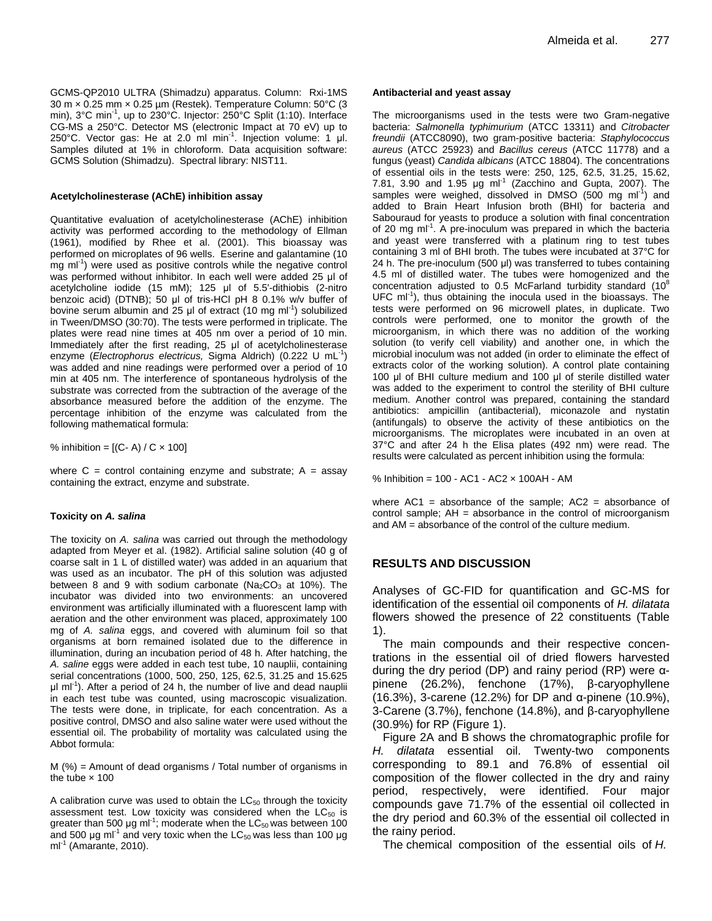GCMS-QP2010 ULTRA (Shimadzu) apparatus. Column: Rxi-1MS 30 m × 0.25 mm × 0.25 µm (Restek). Temperature Column: 50°C (3 min), 3°C min$^{-1}$, up to 230°C. Injector: 250°C Split (1:10). Interface CG-MS a 250°C. Detector MS (electronic Impact at 70 eV) up to 250°C. Vector gas: He at 2.0 ml min$^{-1}$. Injection volume: 1 µl. Samples diluted at 1% in chloroform. Data acquisition software: GCMS Solution (Shimadzu). Spectral library: NIST11.

#### Acetylcholinesterase (AChE) inhibition assay

Quantitative evaluation of acetylcholinesterase (AChE) inhibition activity was performed according to the methodology of Ellman (1961), modified by Rhee et al. (2001). This bioassay was performed on microplates of 96 wells. Eserine and galantamine (10 mg ml$^{-1}$) were used as positive controls while the negative control was performed without inhibitor. In each well were added 25 µl of acetylcholine iodide (15 mM); 125 µl of 5.5'-dithiobis (2-nitro benzoic acid) (DTNB); 50 µl of tris-HCl pH 8 0.1% w/v buffer of bovine serum albumin and 25 µl of extract (10 mg ml$^{-1}$) solubilized in Tween/DMSO (30:70). The tests were performed in triplicate. The plates were read nine times at 405 nm over a period of 10 min. Immediately after the first reading, 25 µl of acetylcholinesterase enzyme (*Electrophorus electricus,* Sigma Aldrich) (0.222 U mL$^{-1}$) was added and nine readings were performed over a period of 10 min at 405 nm. The interference of spontaneous hydrolysis of the substrate was corrected from the subtraction of the average of the absorbance measured before the addition of the enzyme. The percentage inhibition of the enzyme was calculated from the following mathematical formula:

% inhibition = [(C- A) / C × 100]

where C = control containing enzyme and substrate; A = assay containing the extract, enzyme and substrate.

#### Toxicity on *A. salina*

The toxicity on *A. salina* was carried out through the methodology adapted from Meyer et al. (1982). Artificial saline solution (40 g of coarse salt in 1 L of distilled water) was added in an aquarium that was used as an incubator. The pH of this solution was adjusted between 8 and 9 with sodium carbonate ($Na_2CO_3$ at 10%). The incubator was divided into two environments: an uncovered environment was artificially illuminated with a fluorescent lamp with aeration and the other environment was placed, approximately 100 mg of *A. salina* eggs, and covered with aluminum foil so that organisms at born remained isolated due to the difference in illumination, during an incubation period of 48 h. After hatching, the *A. saline* eggs were added in each test tube, 10 nauplii, containing serial concentrations (1000, 500, 250, 125, 62.5, 31.25 and 15.625 µl ml$^{-1}$). After a period of 24 h, the number of live and dead nauplii in each test tube was counted, using macroscopic visualization. The tests were done, in triplicate, for each concentration. As a positive control, DMSO and also saline water were used without the essential oil. The probability of mortality was calculated using the Abbot formula:

M (%) = Amount of dead organisms / Total number of organisms in the tube × 100

A calibration curve was used to obtain the $LC_{50}$ through the toxicity assessment test. Low toxicity was considered when the $LC_{50}$ is greater than 500 µg ml$^{-1}$; moderate when the $LC_{50}$ was between 100 and 500 µg ml$^{-1}$ and very toxic when the $LC_{50}$ was less than 100 µg ml$^{-1}$ (Amarante, 2010).

#### Antibacterial and yeast assay

The microorganisms used in the tests were two Gram-negative bacteria: *Salmonella typhimurium* (ATCC 13311) and *Citrobacter freundii* (ATCC8090), two gram-positive bacteria: *Staphylococcus aureus* (ATCC 25923) and *Bacillus cereus* (ATCC 11778) and a fungus (yeast) *Candida albicans* (ATCC 18804). The concentrations of essential oils in the tests were: 250, 125, 62.5, 31.25, 15.62, 7.81, 3.90 and 1.95 µg ml$^{-1}$ (Zacchino and Gupta, 2007). The samples were weighed, dissolved in DMSO (500 mg ml$^{-1}$) and added to Brain Heart Infusion broth (BHI) for bacteria and Sabouraud for yeasts to produce a solution with final concentration of 20 mg ml$^{-1}$. A pre-inoculum was prepared in which the bacteria and yeast were transferred with a platinum ring to test tubes containing 3 ml of BHI broth. The tubes were incubated at 37°C for 24 h. The pre-inoculum (500 µl) was transferred to tubes containing 4.5 ml of distilled water. The tubes were homogenized and the concentration adjusted to 0.5 McFarland turbidity standard ($10^8$ UFC ml$^{-1}$), thus obtaining the inocula used in the bioassays. The tests were performed on 96 microwell plates, in duplicate. Two controls were performed, one to monitor the growth of the microorganism, in which there was no addition of the working solution (to verify cell viability) and another one, in which the microbial inoculum was not added (in order to eliminate the effect of extracts color of the working solution). A control plate containing 100 µl of BHI culture medium and 100 µl of sterile distilled water was added to the experiment to control the sterility of BHI culture medium. Another control was prepared, containing the standard antibiotics: ampicillin (antibacterial), miconazole and nystatin (antifungals) to observe the activity of these antibiotics on the microorganisms. The microplates were incubated in an oven at 37°C and after 24 h the Elisa plates (492 nm) were read. The results were calculated as percent inhibition using the formula:

% Inhibition = 100 - AC1 - AC2 × 100AH - AM

where AC1 = absorbance of the sample; AC2 = absorbance of control sample; AH = absorbance in the control of microorganism and AM = absorbance of the control of the culture medium.

## RESULTS AND DISCUSSION

Analyses of GC-FID for quantification and GC-MS for identification of the essential oil components of *H. dilatata* flowers showed the presence of 22 constituents (Table 1).

The main compounds and their respective concentrations in the essential oil of dried flowers harvested during the dry period (DP) and rainy period (RP) were α-pinene (26.2%), fenchone (17%), β-caryophyllene (16.3%), 3-carene (12.2%) for DP and α-pinene (10.9%), 3-Carene (3.7%), fenchone (14.8%), and β-caryophyllene (30.9%) for RP (Figure 1).

Figure 2A and B shows the chromatographic profile for *H. dilatata* essential oil. Twenty-two components corresponding to 89.1 and 76.8% of essential oil composition of the flower collected in the dry and rainy period, respectively, were identified. Four major compounds gave 71.7% of the essential oil collected in the dry period and 60.3% of the essential oil collected in the rainy period.

The chemical composition of the essential oils of *H.*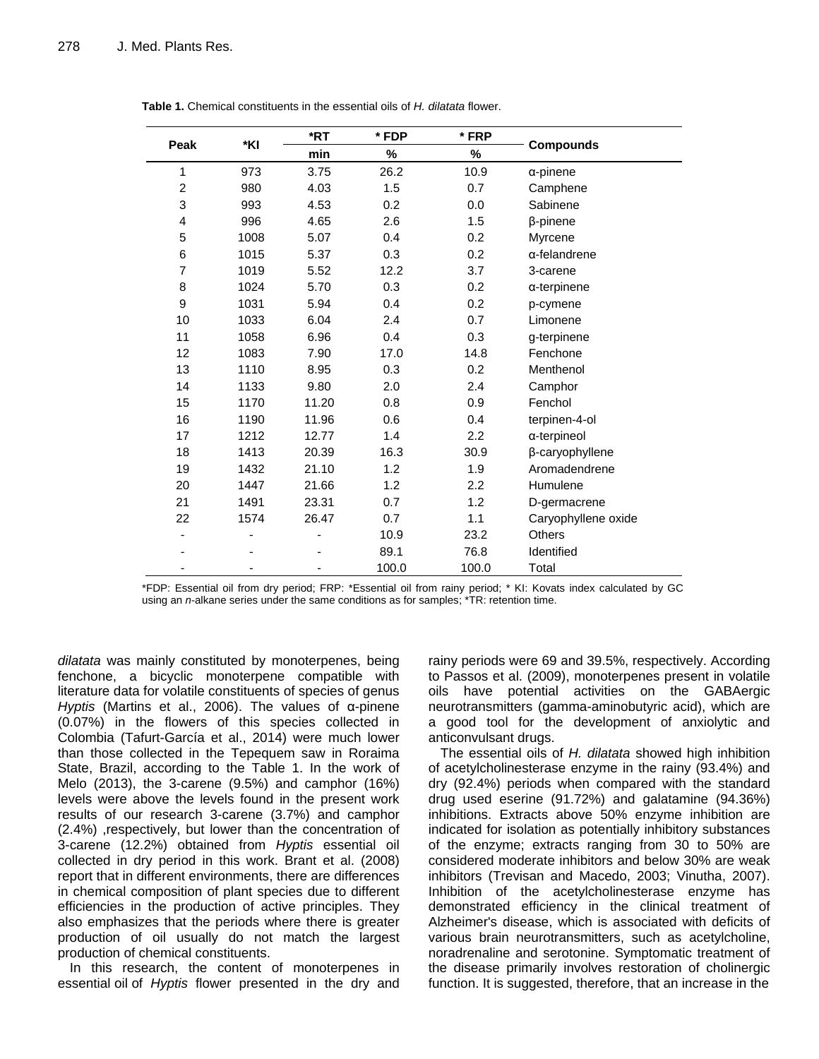**Table 1.** Chemical constituents in the essential oils of *H. dilatata* flower.

| Peak | *KI | *RT | * FDP | * FRP | Compounds |
|---|---|---|---|---|---|
| | | min | % | % | |
| 1 | 973 | 3.75 | 26.2 | 10.9 | α-pinene |
| 2 | 980 | 4.03 | 1.5 | 0.7 | Camphene |
| 3 | 993 | 4.53 | 0.2 | 0.0 | Sabinene |
| 4 | 996 | 4.65 | 2.6 | 1.5 | β-pinene |
| 5 | 1008 | 5.07 | 0.4 | 0.2 | Myrcene |
| 6 | 1015 | 5.37 | 0.3 | 0.2 | α-felandrene |
| 7 | 1019 | 5.52 | 12.2 | 3.7 | 3-carene |
| 8 | 1024 | 5.70 | 0.3 | 0.2 | α-terpinene |
| 9 | 1031 | 5.94 | 0.4 | 0.2 | p-cymene |
| 10 | 1033 | 6.04 | 2.4 | 0.7 | Limonene |
| 11 | 1058 | 6.96 | 0.4 | 0.3 | g-terpinene |
| 12 | 1083 | 7.90 | 17.0 | 14.8 | Fenchone |
| 13 | 1110 | 8.95 | 0.3 | 0.2 | Menthenol |
| 14 | 1133 | 9.80 | 2.0 | 2.4 | Camphor |
| 15 | 1170 | 11.20 | 0.8 | 0.9 | Fenchol |
| 16 | 1190 | 11.96 | 0.6 | 0.4 | terpinen-4-ol |
| 17 | 1212 | 12.77 | 1.4 | 2.2 | α-terpineol |
| 18 | 1413 | 20.39 | 16.3 | 30.9 | β-caryophyllene |
| 19 | 1432 | 21.10 | 1.2 | 1.9 | Aromadendrene |
| 20 | 1447 | 21.66 | 1.2 | 2.2 | Humulene |
| 21 | 1491 | 23.31 | 0.7 | 1.2 | D-germacrene |
| 22 | 1574 | 26.47 | 0.7 | 1.1 | Caryophyllene oxide |
| - | - | - | 10.9 | 23.2 | Others |
| - | - | - | 89.1 | 76.8 | Identified |
| - | - | - | 100.0 | 100.0 | Total |

*FDP: Essential oil from dry period; FRP: *Essential oil from rainy period; * KI: Kovats index calculated by GC using an *n*-alkane series under the same conditions as for samples; *TR: retention time.

*dilatata* was mainly constituted by monoterpenes, being fenchone, a bicyclic monoterpene compatible with literature data for volatile constituents of species of genus *Hyptis* (Martins et al., 2006). The values of α-pinene (0.07%) in the flowers of this species collected in Colombia (Tafurt-García et al., 2014) were much lower than those collected in the Tepequem saw in Roraima State, Brazil, according to the Table 1. In the work of Melo (2013), the 3-carene (9.5%) and camphor (16%) levels were above the levels found in the present work results of our research 3-carene (3.7%) and camphor (2.4%) ,respectively, but lower than the concentration of 3-carene (12.2%) obtained from *Hyptis* essential oil collected in dry period in this work. Brant et al. (2008) report that in different environments, there are differences in chemical composition of plant species due to different efficiencies in the production of active principles. They also emphasizes that the periods where there is greater production of oil usually do not match the largest production of chemical constituents.

In this research, the content of monoterpenes in essential oil of *Hyptis* flower presented in the dry and rainy periods were 69 and 39.5%, respectively. According to Passos et al. (2009), monoterpenes present in volatile oils have potential activities on the GABAergic neurotransmitters (gamma-aminobutyric acid), which are a good tool for the development of anxiolytic and anticonvulsant drugs.

The essential oils of *H. dilatata* showed high inhibition of acetylcholinesterase enzyme in the rainy (93.4%) and dry (92.4%) periods when compared with the standard drug used eserine (91.72%) and galatamine (94.36%) inhibitions. Extracts above 50% enzyme inhibition are indicated for isolation as potentially inhibitory substances of the enzyme; extracts ranging from 30 to 50% are considered moderate inhibitors and below 30% are weak inhibitors (Trevisan and Macedo, 2003; Vinutha, 2007). Inhibition of the acetylcholinesterase enzyme has demonstrated efficiency in the clinical treatment of Alzheimer's disease, which is associated with deficits of various brain neurotransmitters, such as acetylcholine, noradrenaline and serotonine. Symptomatic treatment of the disease primarily involves restoration of cholinergic function. It is suggested, therefore, that an increase in the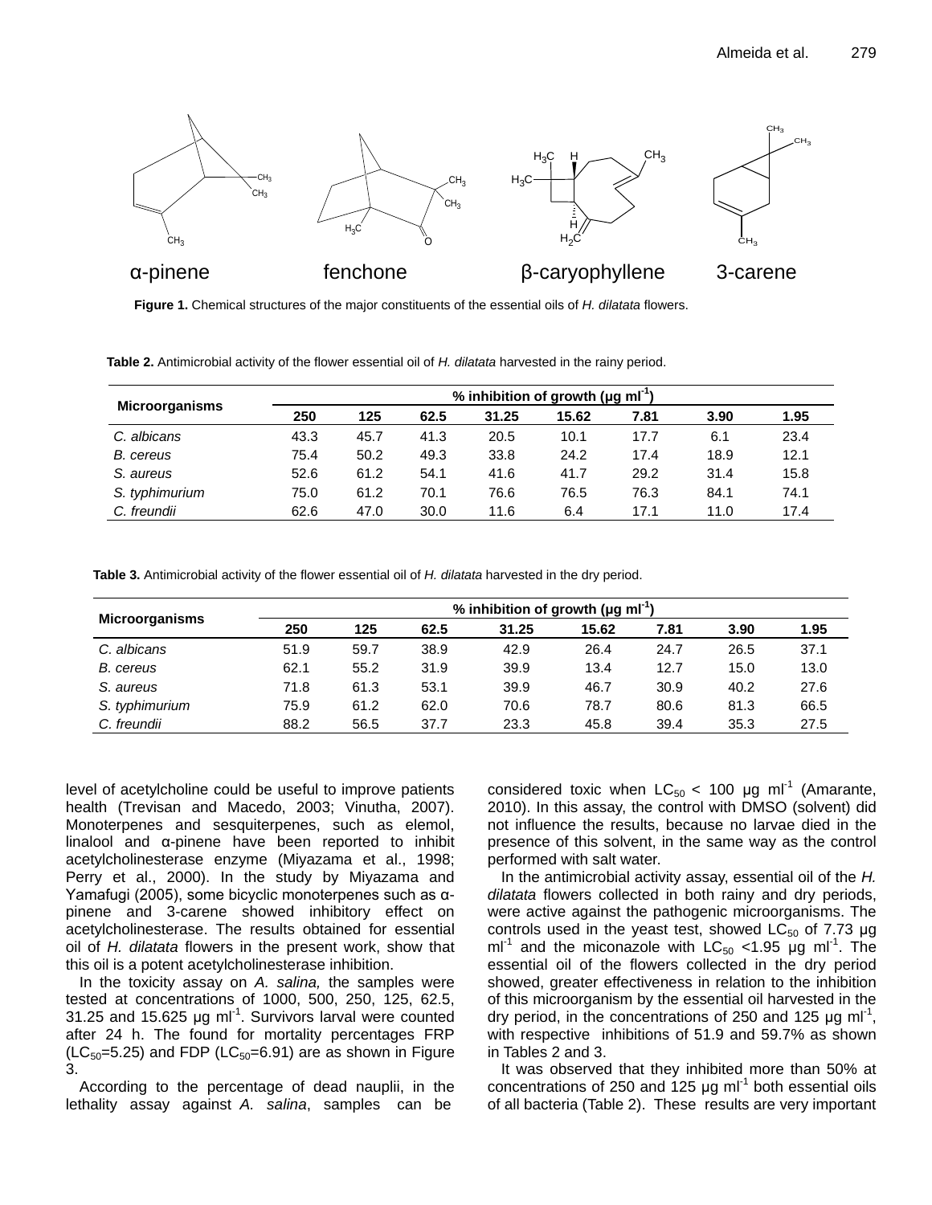Figure 1. Chemical structures of the major constituents of the essential oils of *H. dilatata* flowers.

**Table 2.** Antimicrobial activity of the flower essential oil of *H. dilatata* harvested in the rainy period.

| Microorganisms | % inhibition of growth (μg ml$^{-1}$) | | | | | | | |
|---|---|---|---|---|---|---|---|---|
| | 250 | 125 | 62.5 | 31.25 | 15.62 | 7.81 | 3.90 | 1.95 |
| *C. albicans* | 43.3 | 45.7 | 41.3 | 20.5 | 10.1 | 17.7 | 6.1 | 23.4 |
| *B. cereus* | 75.4 | 50.2 | 49.3 | 33.8 | 24.2 | 17.4 | 18.9 | 12.1 |
| *S. aureus* | 52.6 | 61.2 | 54.1 | 41.6 | 41.7 | 29.2 | 31.4 | 15.8 |
| *S. typhimurium* | 75.0 | 61.2 | 70.1 | 76.6 | 76.5 | 76.3 | 84.1 | 74.1 |
| *C. freundii* | 62.6 | 47.0 | 30.0 | 11.6 | 6.4 | 17.1 | 11.0 | 17.4 |

**Table 3.** Antimicrobial activity of the flower essential oil of *H. dilatata* harvested in the dry period.

| Microorganisms | % inhibition of growth (μg ml$^{-1}$) | | | | | | | |
|---|---|---|---|---|---|---|---|---|
| | 250 | 125 | 62.5 | 31.25 | 15.62 | 7.81 | 3.90 | 1.95 |
| *C. albicans* | 51.9 | 59.7 | 38.9 | 42.9 | 26.4 | 24.7 | 26.5 | 37.1 |
| *B. cereus* | 62.1 | 55.2 | 31.9 | 39.9 | 13.4 | 12.7 | 15.0 | 13.0 |
| *S. aureus* | 71.8 | 61.3 | 53.1 | 39.9 | 46.7 | 30.9 | 40.2 | 27.6 |
| *S. typhimurium* | 75.9 | 61.2 | 62.0 | 70.6 | 78.7 | 80.6 | 81.3 | 66.5 |
| *C. freundii* | 88.2 | 56.5 | 37.7 | 23.3 | 45.8 | 39.4 | 35.3 | 27.5 |

level of acetylcholine could be useful to improve patients health (Trevisan and Macedo, 2003; Vinutha, 2007). Monoterpenes and sesquiterpenes, such as elemol, linalool and α-pinene have been reported to inhibit acetylcholinesterase enzyme (Miyazama et al., 1998; Perry et al., 2000). In the study by Miyazama and Yamafugi (2005), some bicyclic monoterpenes such as α-pinene and 3-carene showed inhibitory effect on acetylcholinesterase. The results obtained for essential oil of *H. dilatata* flowers in the present work, show that this oil is a potent acetylcholinesterase inhibition.

In the toxicity assay on *A. salina,* the samples were tested at concentrations of 1000, 500, 250, 125, 62.5, 31.25 and 15.625 μg ml$^{-1}$. Survivors larval were counted after 24 h. The found for mortality percentages FRP ($LC_{50}$=5.25) and FDP ($LC_{50}$=6.91) are as shown in Figure 3.

According to the percentage of dead nauplii, in the lethality assay against *A. salina*, samples can be considered toxic when $LC_{50}$ < 100 μg ml$^{-1}$ (Amarante, 2010). In this assay, the control with DMSO (solvent) did not influence the results, because no larvae died in the presence of this solvent, in the same way as the control performed with salt water.

In the antimicrobial activity assay, essential oil of the *H. dilatata* flowers collected in both rainy and dry periods, were active against the pathogenic microorganisms. The controls used in the yeast test, showed $LC_{50}$ of 7.73 μg ml$^{-1}$ and the miconazole with $LC_{50}$ <1.95 μg ml$^{-1}$. The essential oil of the flowers collected in the dry period showed, greater effectiveness in relation to the inhibition of this microorganism by the essential oil harvested in the dry period, in the concentrations of 250 and 125 μg ml$^{-1}$, with respective inhibitions of 51.9 and 59.7% as shown in Tables 2 and 3.

It was observed that they inhibited more than 50% at concentrations of 250 and 125 μg ml$^{-1}$ both essential oils of all bacteria (Table 2). These results are very important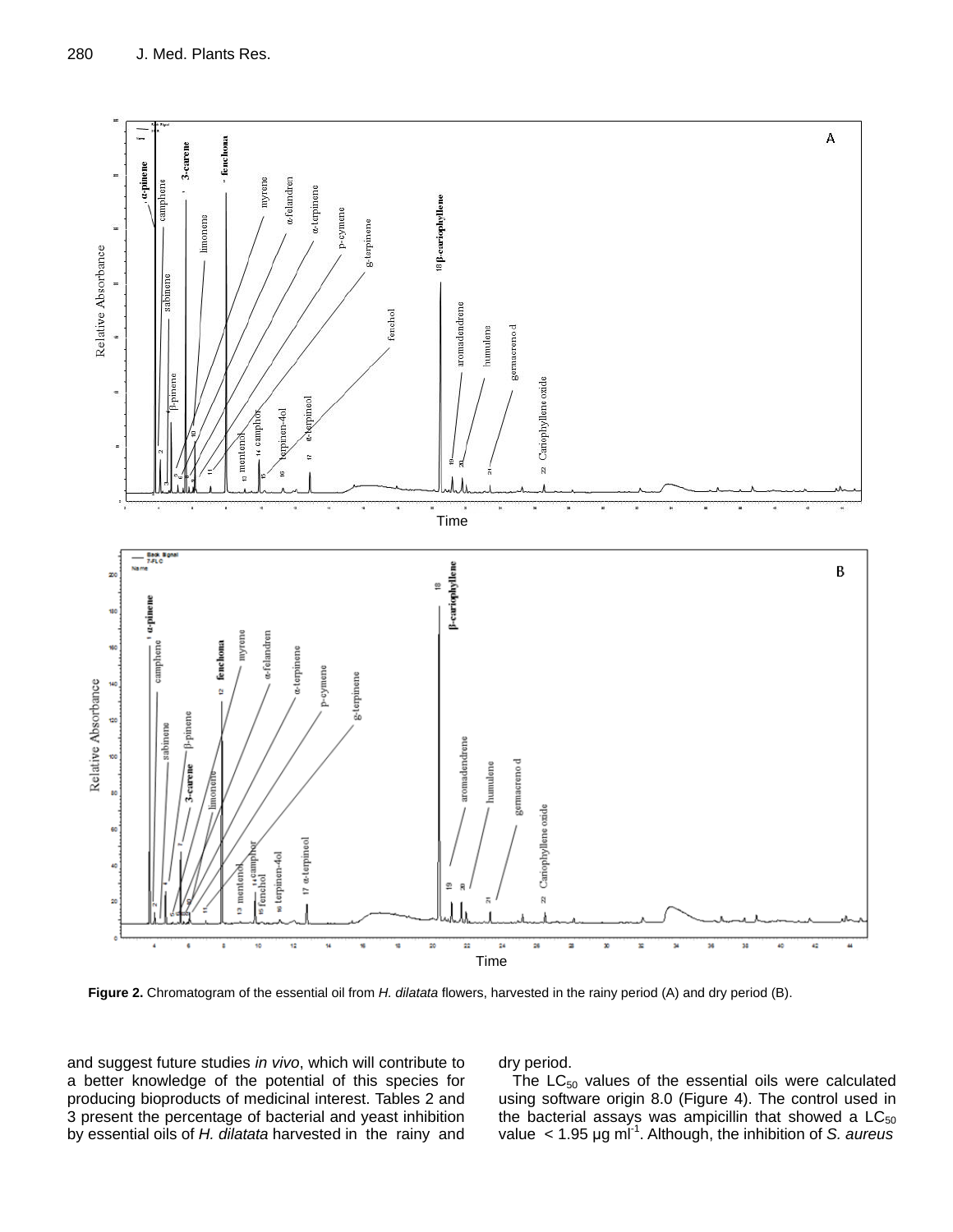Figure 2. Chromatogram of the essential oil from *H. dilatata* flowers, harvested in the rainy period (A) and dry period (B).

and suggest future studies *in vivo*, which will contribute to a better knowledge of the potential of this species for producing bioproducts of medicinal interest. Tables 2 and 3 present the percentage of bacterial and yeast inhibition by essential oils of *H. dilatata* harvested in the rainy and dry period.

The $LC_{50}$ values of the essential oils were calculated using software origin 8.0 (Figure 4). The control used in the bacterial assays was ampicillin that showed a $LC_{50}$ value $< 1.95$ µg $ml^{-1}$. Although, the inhibition of *S. aureus*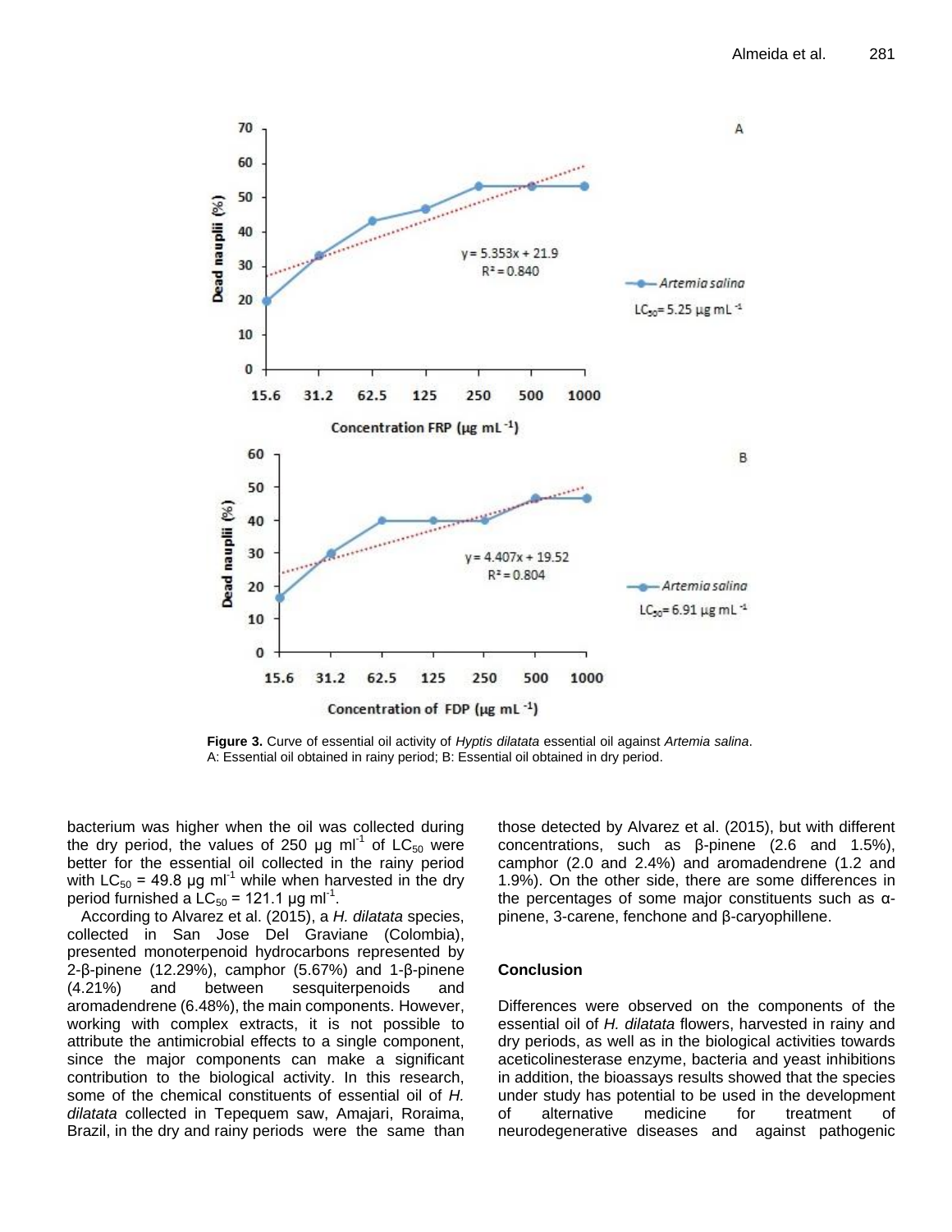**Figure 3.** Curve of essential oil activity of *Hyptis dilatata* essential oil against *Artemia salina*. A: Essential oil obtained in rainy period; B: Essential oil obtained in dry period.

bacterium was higher when the oil was collected during the dry period, the values of 250 µg $ml^{-1}$ of $LC_{50}$ were better for the essential oil collected in the rainy period with $LC_{50}$ = 49.8 µg $ml^{-1}$ while when harvested in the dry period furnished a $LC_{50}$ = 121.1 µg $ml^{-1}$.

According to Alvarez et al. (2015), a *H. dilatata* species, collected in San Jose Del Graviane (Colombia), presented monoterpenoid hydrocarbons represented by 2-β-pinene (12.29%), camphor (5.67%) and 1-β-pinene (4.21%) and between sesquiterpenoids and aromadendrene (6.48%), the main components. However, working with complex extracts, it is not possible to attribute the antimicrobial effects to a single component, since the major components can make a significant contribution to the biological activity. In this research, some of the chemical constituents of essential oil of *H. dilatata* collected in Tepequem saw, Amajari, Roraima, Brazil, in the dry and rainy periods were the same than those detected by Alvarez et al. (2015), but with different concentrations, such as β-pinene (2.6 and 1.5%), camphor (2.0 and 2.4%) and aromadendrene (1.2 and 1.9%). On the other side, there are some differences in the percentages of some major constituents such as α-pinene, 3-carene, fenchone and β-caryophillene.

## Conclusion

Differences were observed on the components of the essential oil of *H. dilatata* flowers, harvested in rainy and dry periods, as well as in the biological activities towards aceticolinesterase enzyme, bacteria and yeast inhibitions in addition, the bioassays results showed that the species under study has potential to be used in the development of alternative medicine for treatment of neurodegenerative diseases and against pathogenic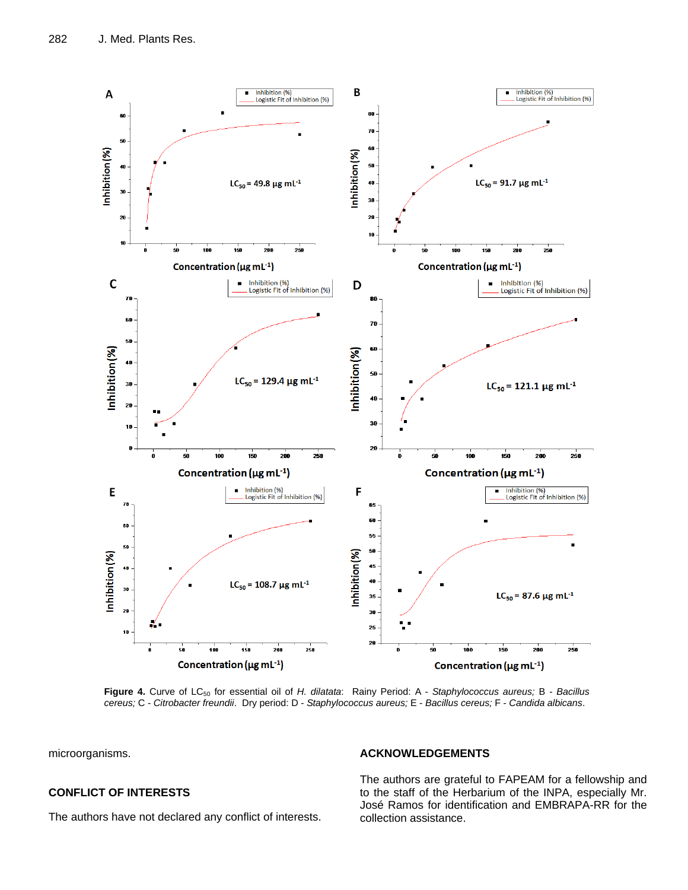**Figure 4.** Curve of $LC_{50}$ for essential oil of *H. dilatata*: Rainy Period: A - *Staphylococcus aureus;* B - *Bacillus cereus;* C - *Citrobacter freundii*. Dry period: D - *Staphylococcus aureus;* E - *Bacillus cereus;* F - *Candida albicans*.

microorganisms.

## CONFLICT OF INTERESTS

The authors have not declared any conflict of interests.

## ACKNOWLEDGEMENTS

The authors are grateful to FAPEAM for a fellowship and to the staff of the Herbarium of the INPA, especially Mr. José Ramos for identification and EMBRAPA-RR for the collection assistance.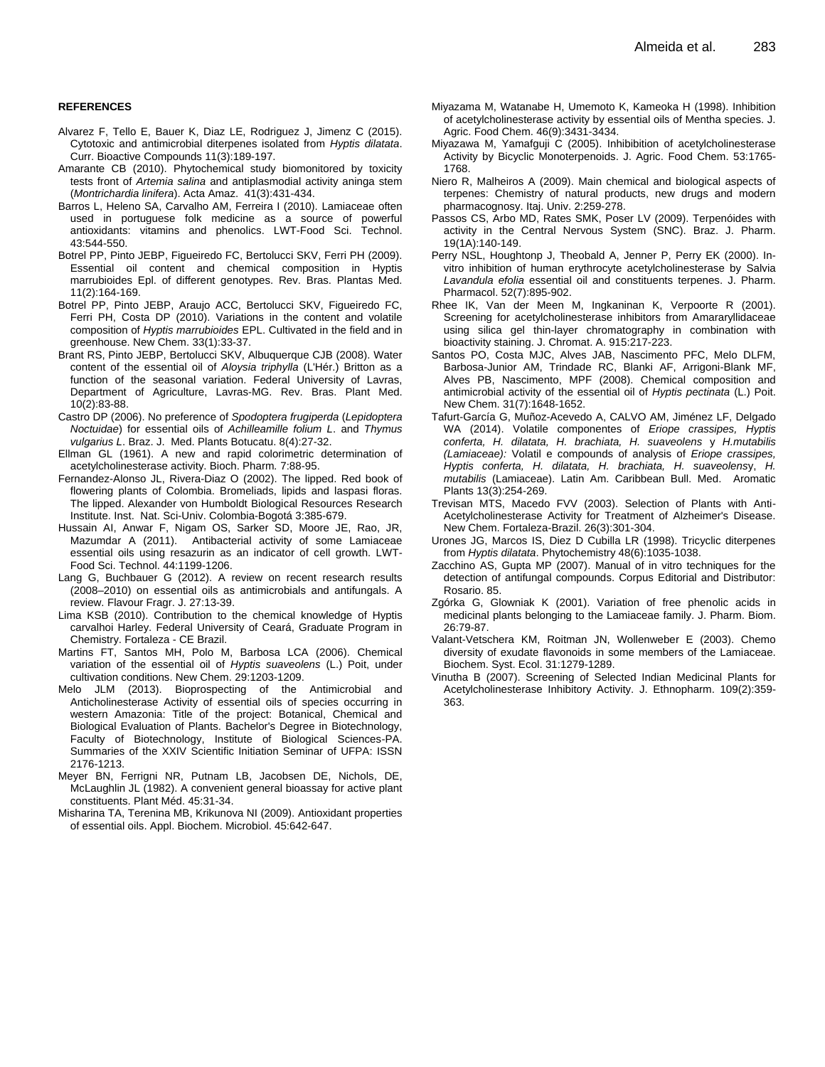**REFERENCES**

Alvarez F, Tello E, Bauer K, Diaz LE, Rodriguez J, Jimenz C (2015). Cytotoxic and antimicrobial diterpenes isolated from *Hyptis dilatata*. Curr. Bioactive Compounds 11(3):189-197.

Amarante CB (2010). Phytochemical study biomonitored by toxicity tests front of *Artemia salina* and antiplasmodial activity aninga stem (*Montrichardia linifera*). Acta Amaz. 41(3):431-434.

Barros L, Heleno SA, Carvalho AM, Ferreira I (2010). Lamiaceae often used in portuguese folk medicine as a source of powerful antioxidants: vitamins and phenolics. LWT-Food Sci. Technol. 43:544-550.

Botrel PP, Pinto JEBP, Figueiredo FC, Bertolucci SKV, Ferri PH (2009). Essential oil content and chemical composition in Hyptis marrubioides Epl. of different genotypes. Rev. Bras. Plantas Med. 11(2):164-169.

Botrel PP, Pinto JEBP, Araujo ACC, Bertolucci SKV, Figueiredo FC, Ferri PH, Costa DP (2010). Variations in the content and volatile composition of *Hyptis marrubioides* EPL. Cultivated in the field and in greenhouse. New Chem. 33(1):33-37.

Brant RS, Pinto JEBP, Bertolucci SKV, Albuquerque CJB (2008). Water content of the essential oil of *Aloysia triphylla* (L'Hér.) Britton as a function of the seasonal variation. Federal University of Lavras, Department of Agriculture, Lavras-MG. Rev. Bras. Plant Med. 10(2):83-88.

Castro DP (2006). No preference of *Spodoptera frugiperda* (*Lepidoptera Noctuidae*) for essential oils of *Achilleamille folium L*. and *Thymus vulgarius L*. Braz. J. Med. Plants Botucatu. 8(4):27-32.

Ellman GL (1961). A new and rapid colorimetric determination of acetylcholinesterase activity. Bioch. Pharm. 7:88-95.

Fernandez-Alonso JL, Rivera-Diaz O (2002). The lipped. Red book of flowering plants of Colombia. Bromeliads, lipids and laspasi floras. The lipped. Alexander von Humboldt Biological Resources Research Institute. Inst. Nat. Sci-Univ. Colombia-Bogotá 3:385-679.

Hussain AI, Anwar F, Nigam OS, Sarker SD, Moore JE, Rao, JR, Mazumdar A (2011). Antibacterial activity of some Lamiaceae essential oils using resazurin as an indicator of cell growth. LWT-Food Sci. Technol. 44:1199-1206.

Lang G, Buchbauer G (2012). A review on recent research results (2008–2010) on essential oils as antimicrobials and antifungals. A review. Flavour Fragr. J. 27:13-39.

Lima KSB (2010). Contribution to the chemical knowledge of Hyptis carvalhoi Harley. Federal University of Ceará, Graduate Program in Chemistry. Fortaleza - CE Brazil.

Martins FT, Santos MH, Polo M, Barbosa LCA (2006). Chemical variation of the essential oil of *Hyptis suaveolens* (L.) Poit, under cultivation conditions. New Chem. 29:1203-1209.

Melo JLM (2013). Bioprospecting of the Antimicrobial and Anticholinesterase Activity of essential oils of species occurring in western Amazonia: Title of the project: Botanical, Chemical and Biological Evaluation of Plants. Bachelor's Degree in Biotechnology, Faculty of Biotechnology, Institute of Biological Sciences-PA. Summaries of the XXIV Scientific Initiation Seminar of UFPA: ISSN 2176-1213.

Meyer BN, Ferrigni NR, Putnam LB, Jacobsen DE, Nichols, DE, McLaughlin JL (1982). A convenient general bioassay for active plant constituents. Plant Méd. 45:31-34.

Misharina TA, Terenina MB, Krikunova NI (2009). Antioxidant properties of essential oils. Appl. Biochem. Microbiol. 45:642-647.

Miyazama M, Watanabe H, Umemoto K, Kameoka H (1998). Inhibition of acetylcholinesterase activity by essential oils of Mentha species. J. Agric. Food Chem. 46(9):3431-3434.

Miyazawa M, Yamafguji C (2005). Inhibibition of acetylcholinesterase Activity by Bicyclic Monoterpenoids. J. Agric. Food Chem. 53:1765-1768.

Niero R, Malheiros A (2009). Main chemical and biological aspects of terpenes: Chemistry of natural products, new drugs and modern pharmacognosy. Itaj. Univ. 2:259-278.

Passos CS, Arbo MD, Rates SMK, Poser LV (2009). Terpenóides with activity in the Central Nervous System (SNC). Braz. J. Pharm. 19(1A):140-149.

Perry NSL, Houghtonp J, Theobald A, Jenner P, Perry EK (2000). In-vitro inhibition of human erythrocyte acetylcholinesterase by Salvia *Lavandula efolia* essential oil and constituents terpenes. J. Pharm. Pharmacol. 52(7):895-902.

Rhee IK, Van der Meen M, Ingkaninan K, Verpoorte R (2001). Screening for acetylcholinesterase inhibitors from Amararyllidaceae using silica gel thin-layer chromatography in combination with bioactivity staining. J. Chromat. A. 915:217-223.

Santos PO, Costa MJC, Alves JAB, Nascimento PFC, Melo DLFM, Barbosa-Junior AM, Trindade RC, Blanki AF, Arrigoni-Blank MF, Alves PB, Nascimento, MPF (2008). Chemical composition and antimicrobial activity of the essential oil of *Hyptis pectinata* (L.) Poit. New Chem. 31(7):1648-1652.

Tafurt-García G, Muñoz-Acevedo A, CALVO AM, Jiménez LF, Delgado WA (2014). Volatile componentes of *Eriope crassipes, Hyptis conferta, H. dilatata, H. brachiata, H. suaveolens* y *H.mutabilis (Lamiaceae):* Volatil e compounds of analysis of *Eriope crassipes, Hyptis conferta, H. dilatata, H. brachiata, H. suaveolens*y, *H. mutabilis* (Lamiaceae). Latin Am. Caribbean Bull. Med. Aromatic Plants 13(3):254-269.

Trevisan MTS, Macedo FVV (2003). Selection of Plants with Anti-Acetylcholinesterase Activity for Treatment of Alzheimer's Disease. New Chem. Fortaleza-Brazil. 26(3):301-304.

Urones JG, Marcos IS, Diez D Cubilla LR (1998). Tricyclic diterpenes from *Hyptis dilatata*. Phytochemistry 48(6):1035-1038.

Zacchino AS, Gupta MP (2007). Manual of in vitro techniques for the detection of antifungal compounds. Corpus Editorial and Distributor: Rosario. 85.

Zgórka G, Glowniak K (2001). Variation of free phenolic acids in medicinal plants belonging to the Lamiaceae family. J. Pharm. Biom. 26:79-87.

Valant-Vetschera KM, Roitman JN, Wollenweber E (2003). Chemo diversity of exudate flavonoids in some members of the Lamiaceae. Biochem. Syst. Ecol. 31:1279-1289.

Vinutha B (2007). Screening of Selected Indian Medicinal Plants for Acetylcholinesterase Inhibitory Activity. J. Ethnopharm. 109(2):359-363.